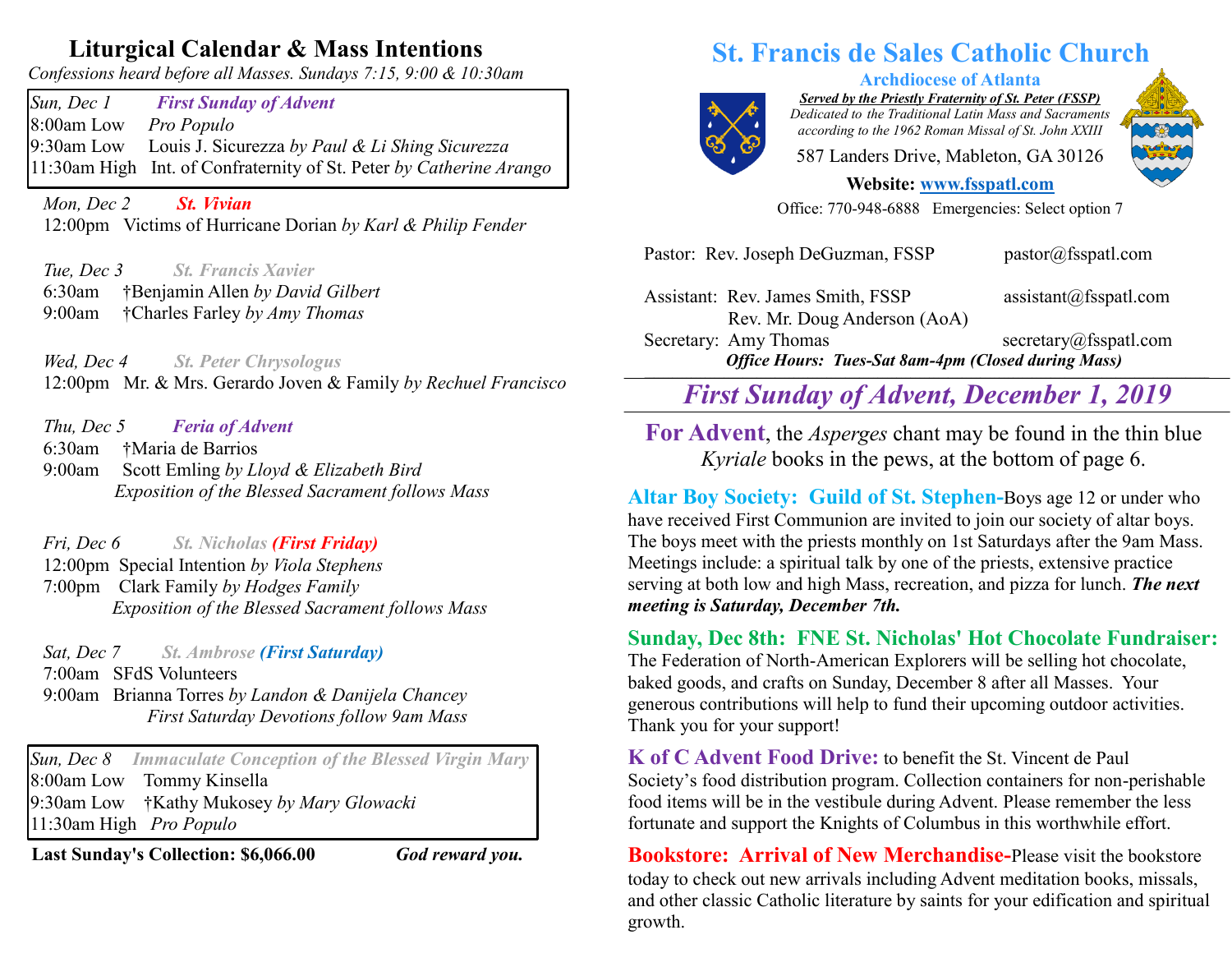## Liturgical Calendar & Mass Intentions

*Confessions heard before all Masses. Sundays 7:15, 9:00 & 10:30am*

***Sun, Dec 1 — First Sunday of Advent***
8:00am Low — *Pro Populo*
9:30am Low — Louis J. Sicurezza *by Paul & Li Shing Sicurezza*
11:30am High — Int. of Confraternity of St. Peter *by Catherine Arango*

***Mon, Dec 2 — St. Vivian***
12:00pm — Victims of Hurricane Dorian *by Karl & Philip Fender*

***Tue, Dec 3 — St. Francis Xavier***
6:30am — †Benjamin Allen *by David Gilbert*
9:00am — †Charles Farley *by Amy Thomas*

***Wed, Dec 4 — St. Peter Chrysologus***
12:00pm — Mr. & Mrs. Gerardo Joven & Family *by Rechuel Francisco*

***Thu, Dec 5 — Feria of Advent***
6:30am — †Maria de Barrios
9:00am — Scott Emling *by Lloyd & Elizabeth Bird*
*Exposition of the Blessed Sacrament follows Mass*

***Fri, Dec 6 — St. Nicholas (First Friday)***
12:00pm — Special Intention *by Viola Stephens*
7:00pm — Clark Family *by Hodges Family*
*Exposition of the Blessed Sacrament follows Mass*

***Sat, Dec 7 — St. Ambrose (First Saturday)***
7:00am — SFdS Volunteers
9:00am — Brianna Torres *by Landon & Danijela Chancey*
*First Saturday Devotions follow 9am Mass*

***Sun, Dec 8 — Immaculate Conception of the Blessed Virgin Mary***
8:00am Low — Tommy Kinsella
9:30am Low — †Kathy Mukosey *by Mary Glowacki*
11:30am High — *Pro Populo*

**Last Sunday's Collection: $6,066.00** ***God reward you.***

# St. Francis de Sales Catholic Church

**Archdiocese of Atlanta**

***Served by the Priestly Fraternity of St. Peter (FSSP)***
*Dedicated to the Traditional Latin Mass and Sacraments according to the 1962 Roman Missal of St. John XXIII*

587 Landers Drive, Mableton, GA 30126

**Website: www.fsspatl.com**

Office: 770-948-6888 Emergencies: Select option 7

Pastor: Rev. Joseph DeGuzman, FSSP — pastor@fsspatl.com

Assistant: Rev. James Smith, FSSP — assistant@fsspatl.com
Rev. Mr. Doug Anderson (AoA)

Secretary: Amy Thomas — secretary@fsspatl.com

***Office Hours: Tues-Sat 8am-4pm (Closed during Mass)***

## *First Sunday of Advent, December 1, 2019*

**For Advent**, the *Asperges* chant may be found in the thin blue *Kyriale* books in the pews, at the bottom of page 6.

**Altar Boy Society: Guild of St. Stephen-**Boys age 12 or under who have received First Communion are invited to join our society of altar boys. The boys meet with the priests monthly on 1st Saturdays after the 9am Mass. Meetings include: a spiritual talk by one of the priests, extensive practice serving at both low and high Mass, recreation, and pizza for lunch. ***The next meeting is Saturday, December 7th.***

**Sunday, Dec 8th: FNE St. Nicholas' Hot Chocolate Fundraiser:** The Federation of North-American Explorers will be selling hot chocolate, baked goods, and crafts on Sunday, December 8 after all Masses. Your generous contributions will help to fund their upcoming outdoor activities. Thank you for your support!

**K of C Advent Food Drive:** to benefit the St. Vincent de Paul Society's food distribution program. Collection containers for non-perishable food items will be in the vestibule during Advent. Please remember the less fortunate and support the Knights of Columbus in this worthwhile effort.

**Bookstore: Arrival of New Merchandise-**Please visit the bookstore today to check out new arrivals including Advent meditation books, missals, and other classic Catholic literature by saints for your edification and spiritual growth.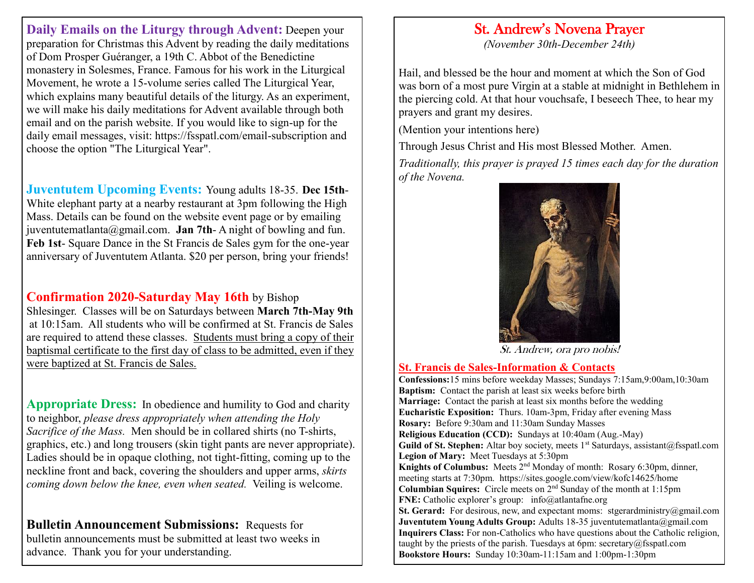**Daily Emails on the Liturgy through Advent:** Deepen your preparation for Christmas this Advent by reading the daily meditations of Dom Prosper Guéranger, a 19th C. Abbot of the Benedictine monastery in Solesmes, France. Famous for his work in the Liturgical Movement, he wrote a 15-volume series called The Liturgical Year, which explains many beautiful details of the liturgy. As an experiment, we will make his daily meditations for Advent available through both email and on the parish website. If you would like to sign-up for the daily email messages, visit: https://fsspatl.com/email-subscription and choose the option "The Liturgical Year".

**Juventutem Upcoming Events:** Young adults 18-35. **Dec 15th**- White elephant party at a nearby restaurant at 3pm following the High Mass. Details can be found on the website event page or by emailing juventutematlanta@gmail.com. **Jan 7th**- A night of bowling and fun. **Feb 1st**- Square Dance in the St Francis de Sales gym for the one-year anniversary of Juventutem Atlanta. $20 per person, bring your friends!

**Confirmation 2020-Saturday May 16th** by Bishop Shlesinger. Classes will be on Saturdays between **March 7th-May 9th** at 10:15am. All students who will be confirmed at St. Francis de Sales are required to attend these classes. Students must bring a copy of their baptismal certificate to the first day of class to be admitted, even if they were baptized at St. Francis de Sales.

**Appropriate Dress:** In obedience and humility to God and charity to neighbor, *please dress appropriately when attending the Holy Sacrifice of the Mass.* Men should be in collared shirts (no T-shirts, graphics, etc.) and long trousers (skin tight pants are never appropriate). Ladies should be in opaque clothing, not tight-fitting, coming up to the neckline front and back, covering the shoulders and upper arms, *skirts coming down below the knee, even when seated.* Veiling is welcome.

**Bulletin Announcement Submissions:** Requests for bulletin announcements must be submitted at least two weeks in advance. Thank you for your understanding.

## St. Andrew's Novena Prayer

*(November 30th-December 24th)*

Hail, and blessed be the hour and moment at which the Son of God was born of a most pure Virgin at a stable at midnight in Bethlehem in the piercing cold. At that hour vouchsafe, I beseech Thee, to hear my prayers and grant my desires.

(Mention your intentions here)

Through Jesus Christ and His most Blessed Mother. Amen.

*Traditionally, this prayer is prayed 15 times each day for the duration of the Novena.*

St. Andrew, ora pro nobis!

### St. Francis de Sales-Information & Contacts

**Confessions:** 15 mins before weekday Masses; Sundays 7:15am, 9:00am, 10:30am
**Baptism:** Contact the parish at least six weeks before birth
**Marriage:** Contact the parish at least six months before the wedding
**Eucharistic Exposition:** Thurs. 10am-3pm, Friday after evening Mass
**Rosary:** Before 9:30am and 11:30am Sunday Masses
**Religious Education (CCD):** Sundays at 10:40am (Aug.-May)
**Guild of St. Stephen:** Altar boy society, meets 1st Saturdays, assistant@fsspatl.com
**Legion of Mary:** Meet Tuesdays at 5:30pm
**Knights of Columbus:** Meets 2nd Monday of month: Rosary 6:30pm, dinner, meeting starts at 7:30pm. https://sites.google.com/view/kofc14625/home
**Columbian Squires:** Circle meets on 2nd Sunday of the month at 1:15pm
**FNE:** Catholic explorer's group: info@atlantafne.org
**St. Gerard:** For desirous, new, and expectant moms: stgerardministry@gmail.com
**Juventutem Young Adults Group:** Adults 18-35 juventutematlanta@gmail.com
**Inquirers Class:** For non-Catholics who have questions about the Catholic religion, taught by the priests of the parish. Tuesdays at 6pm: secretary@fsspatl.com
**Bookstore Hours:** Sunday 10:30am-11:15am and 1:00pm-1:30pm